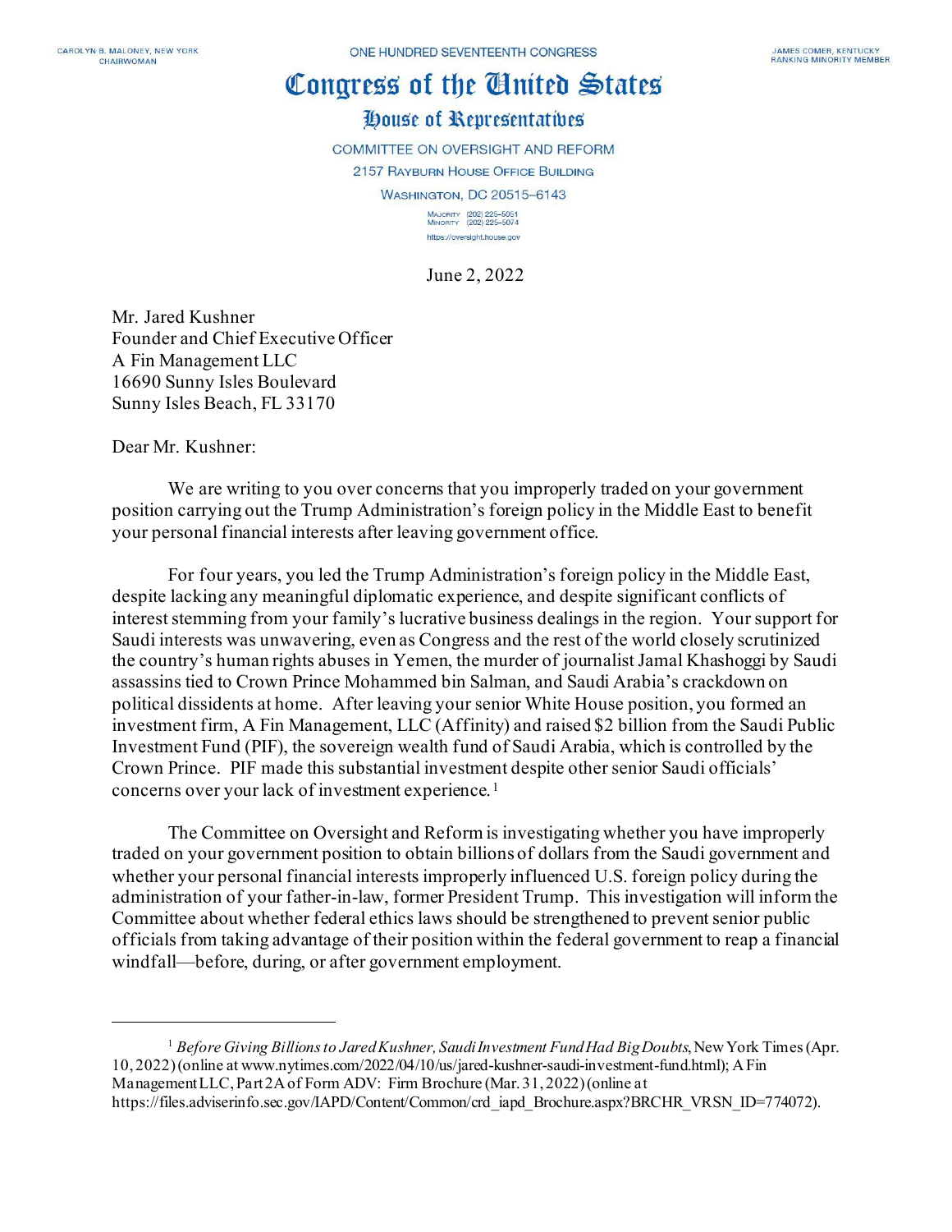CAROLYN B. MALONEY, NEW YORK
CHAIRWOMAN

ONE HUNDRED SEVENTEENTH CONGRESS

JAMES COMER, KENTUCKY
RANKING MINORITY MEMBER

# Congress of the United States

## House of Representatives

COMMITTEE ON OVERSIGHT AND REFORM
2157 RAYBURN HOUSE OFFICE BUILDING
WASHINGTON, DC 20515–6143

MAJORITY (202) 225–5051
MINORITY (202) 225–5074
https://oversight.house.gov

June 2, 2022

Mr. Jared Kushner
Founder and Chief Executive Officer
A Fin Management LLC
16690 Sunny Isles Boulevard
Sunny Isles Beach, FL 33170

Dear Mr. Kushner:

We are writing to you over concerns that you improperly traded on your government position carrying out the Trump Administration's foreign policy in the Middle East to benefit your personal financial interests after leaving government office.

For four years, you led the Trump Administration's foreign policy in the Middle East, despite lacking any meaningful diplomatic experience, and despite significant conflicts of interest stemming from your family's lucrative business dealings in the region. Your support for Saudi interests was unwavering, even as Congress and the rest of the world closely scrutinized the country's human rights abuses in Yemen, the murder of journalist Jamal Khashoggi by Saudi assassins tied to Crown Prince Mohammed bin Salman, and Saudi Arabia's crackdown on political dissidents at home. After leaving your senior White House position, you formed an investment firm, A Fin Management, LLC (Affinity) and raised $2 billion from the Saudi Public Investment Fund (PIF), the sovereign wealth fund of Saudi Arabia, which is controlled by the Crown Prince. PIF made this substantial investment despite other senior Saudi officials' concerns over your lack of investment experience.[1]

The Committee on Oversight and Reform is investigating whether you have improperly traded on your government position to obtain billions of dollars from the Saudi government and whether your personal financial interests improperly influenced U.S. foreign policy during the administration of your father-in-law, former President Trump. This investigation will inform the Committee about whether federal ethics laws should be strengthened to prevent senior public officials from taking advantage of their position within the federal government to reap a financial windfall—before, during, or after government employment.

---

[1] *Before Giving Billions to Jared Kushner, Saudi Investment Fund Had Big Doubts*, New York Times (Apr. 10, 2022) (online at www.nytimes.com/2022/04/10/us/jared-kushner-saudi-investment-fund.html); A Fin Management LLC, Part 2A of Form ADV: Firm Brochure (Mar. 31, 2022) (online at https://files.adviserinfo.sec.gov/IAPD/Content/Common/crd_iapd_Brochure.aspx?BRCHR_VRSN_ID=774072).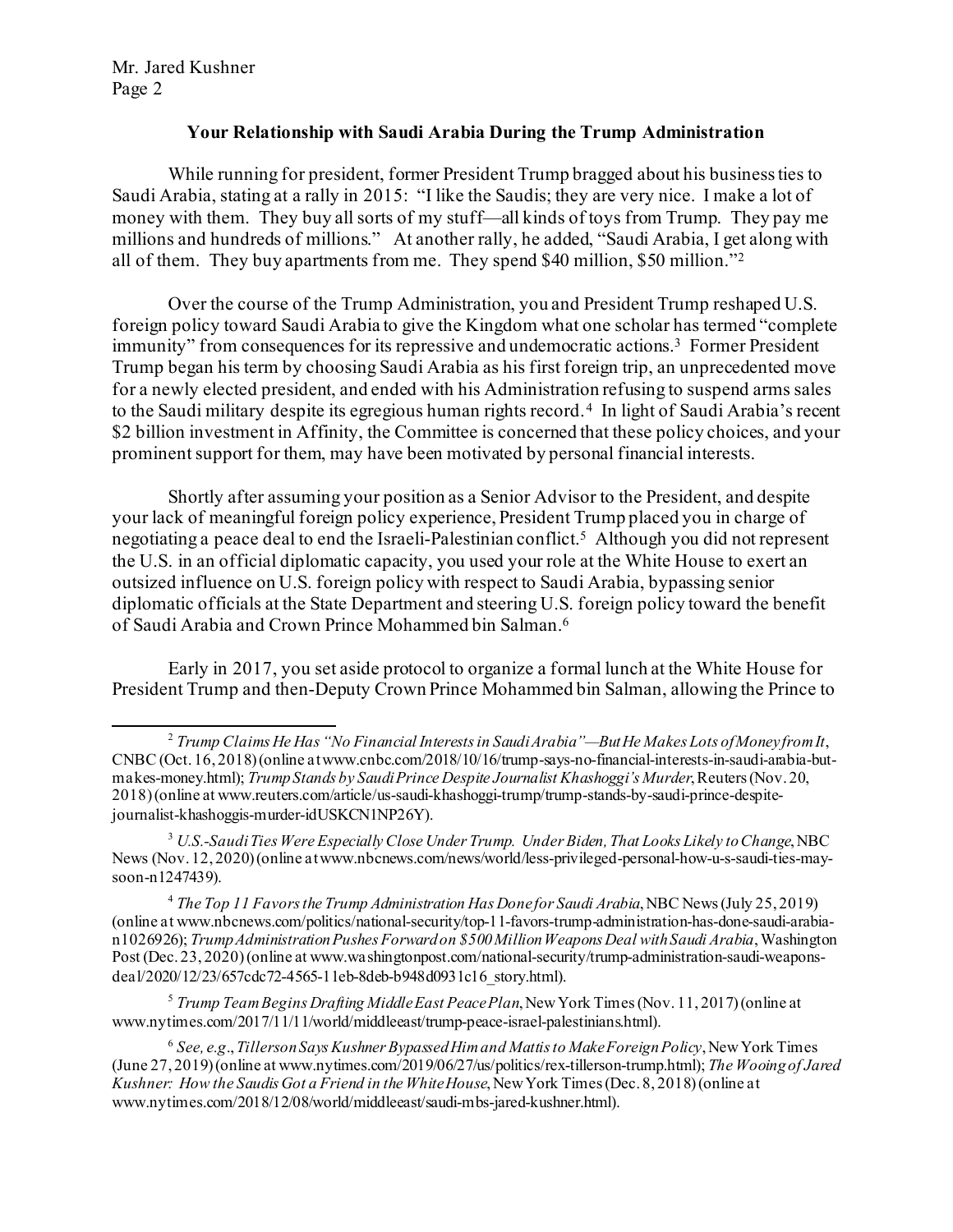Mr. Jared Kushner

## Your Relationship with Saudi Arabia During the Trump Administration

While running for president, former President Trump bragged about his business ties to Saudi Arabia, stating at a rally in 2015: "I like the Saudis; they are very nice. I make a lot of money with them. They buy all sorts of my stuff—all kinds of toys from Trump. They pay me millions and hundreds of millions." At another rally, he added, "Saudi Arabia, I get along with all of them. They buy apartments from me. They spend $40 million, $50 million."[2]

Over the course of the Trump Administration, you and President Trump reshaped U.S. foreign policy toward Saudi Arabia to give the Kingdom what one scholar has termed "complete immunity" from consequences for its repressive and undemocratic actions.[3] Former President Trump began his term by choosing Saudi Arabia as his first foreign trip, an unprecedented move for a newly elected president, and ended with his Administration refusing to suspend arms sales to the Saudi military despite its egregious human rights record.[4] In light of Saudi Arabia's recent $2 billion investment in Affinity, the Committee is concerned that these policy choices, and your prominent support for them, may have been motivated by personal financial interests.

Shortly after assuming your position as a Senior Advisor to the President, and despite your lack of meaningful foreign policy experience, President Trump placed you in charge of negotiating a peace deal to end the Israeli-Palestinian conflict.[5] Although you did not represent the U.S. in an official diplomatic capacity, you used your role at the White House to exert an outsized influence on U.S. foreign policy with respect to Saudi Arabia, bypassing senior diplomatic officials at the State Department and steering U.S. foreign policy toward the benefit of Saudi Arabia and Crown Prince Mohammed bin Salman.[6]

Early in 2017, you set aside protocol to organize a formal lunch at the White House for President Trump and then-Deputy Crown Prince Mohammed bin Salman, allowing the Prince to

---

[2] *Trump Claims He Has "No Financial Interests in Saudi Arabia"—But He Makes Lots of Money from It*, CNBC (Oct. 16, 2018) (online at www.cnbc.com/2018/10/16/trump-says-no-financial-interests-in-saudi-arabia-but-makes-money.html); *Trump Stands by Saudi Prince Despite Journalist Khashoggi's Murder*, Reuters (Nov. 20, 2018) (online at www.reuters.com/article/us-saudi-khashoggi-trump/trump-stands-by-saudi-prince-despite-journalist-khashoggis-murder-idUSKCN1NP26Y).

[3] *U.S.-Saudi Ties Were Especially Close Under Trump. Under Biden, That Looks Likely to Change*, NBC News (Nov. 12, 2020) (online at www.nbcnews.com/news/world/less-privileged-personal-how-u-s-saudi-ties-may-soon-n1247439).

[4] *The Top 11 Favors the Trump Administration Has Done for Saudi Arabia*, NBC News (July 25, 2019) (online at www.nbcnews.com/politics/national-security/top-11-favors-trump-administration-has-done-saudi-arabia-n1026926); *Trump Administration Pushes Forward on $500 Million Weapons Deal with Saudi Arabia*, Washington Post (Dec. 23, 2020) (online at www.washingtonpost.com/national-security/trump-administration-saudi-weapons-deal/2020/12/23/657cdc72-4565-11eb-8deb-b948d0931c16_story.html).

[5] *Trump Team Begins Drafting Middle East Peace Plan*, New York Times (Nov. 11, 2017) (online at www.nytimes.com/2017/11/11/world/middleeast/trump-peace-israel-palestinians.html).

[6] *See, e.g.*, *Tillerson Says Kushner Bypassed Him and Mattis to Make Foreign Policy*, New York Times (June 27, 2019) (online at www.nytimes.com/2019/06/27/us/politics/rex-tillerson-trump.html); *The Wooing of Jared Kushner: How the Saudis Got a Friend in the White House*, New York Times (Dec. 8, 2018) (online at www.nytimes.com/2018/12/08/world/middleeast/saudi-mbs-jared-kushner.html).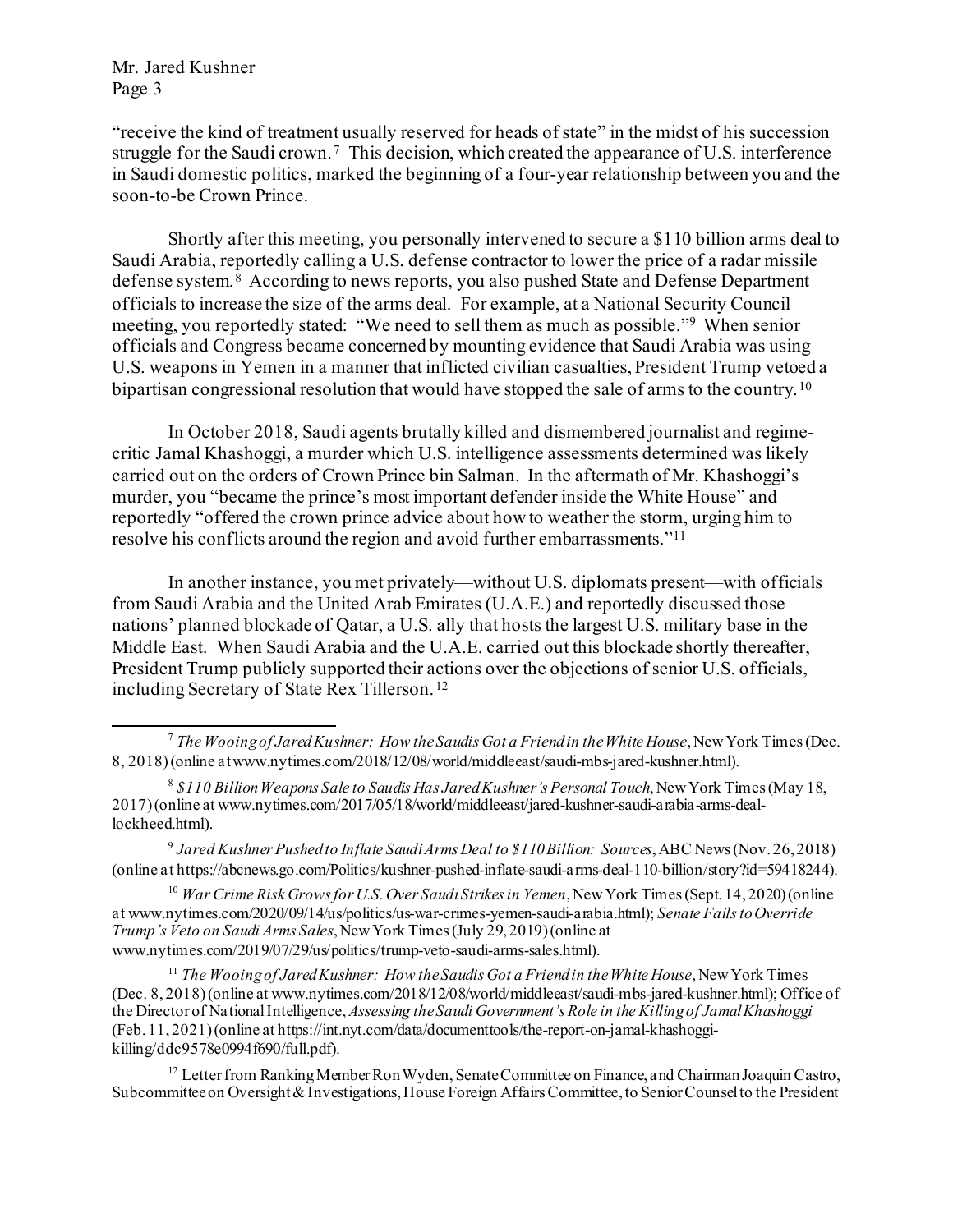"receive the kind of treatment usually reserved for heads of state" in the midst of his succession struggle for the Saudi crown.[7] This decision, which created the appearance of U.S. interference in Saudi domestic politics, marked the beginning of a four-year relationship between you and the soon-to-be Crown Prince.

Shortly after this meeting, you personally intervened to secure a $110 billion arms deal to Saudi Arabia, reportedly calling a U.S. defense contractor to lower the price of a radar missile defense system.[8] According to news reports, you also pushed State and Defense Department officials to increase the size of the arms deal. For example, at a National Security Council meeting, you reportedly stated: "We need to sell them as much as possible."[9] When senior officials and Congress became concerned by mounting evidence that Saudi Arabia was using U.S. weapons in Yemen in a manner that inflicted civilian casualties, President Trump vetoed a bipartisan congressional resolution that would have stopped the sale of arms to the country.[10]

In October 2018, Saudi agents brutally killed and dismembered journalist and regime-critic Jamal Khashoggi, a murder which U.S. intelligence assessments determined was likely carried out on the orders of Crown Prince bin Salman. In the aftermath of Mr. Khashoggi's murder, you "became the prince's most important defender inside the White House" and reportedly "offered the crown prince advice about how to weather the storm, urging him to resolve his conflicts around the region and avoid further embarrassments."[11]

In another instance, you met privately—without U.S. diplomats present—with officials from Saudi Arabia and the United Arab Emirates (U.A.E.) and reportedly discussed those nations' planned blockade of Qatar, a U.S. ally that hosts the largest U.S. military base in the Middle East. When Saudi Arabia and the U.A.E. carried out this blockade shortly thereafter, President Trump publicly supported their actions over the objections of senior U.S. officials, including Secretary of State Rex Tillerson.[12]

---

[7] *The Wooing of Jared Kushner: How the Saudis Got a Friend in the White House*, New York Times (Dec. 8, 2018) (online at www.nytimes.com/2018/12/08/world/middleeast/saudi-mbs-jared-kushner.html).

[8] *$110 Billion Weapons Sale to Saudis Has Jared Kushner's Personal Touch*, New York Times (May 18, 2017) (online at www.nytimes.com/2017/05/18/world/middleeast/jared-kushner-saudi-arabia-arms-deal-lockheed.html).

[9] *Jared Kushner Pushed to Inflate Saudi Arms Deal to $110 Billion: Sources*, ABC News (Nov. 26, 2018) (online at https://abcnews.go.com/Politics/kushner-pushed-inflate-saudi-arms-deal-110-billion/story?id=59418244).

[10] *War Crime Risk Grows for U.S. Over Saudi Strikes in Yemen*, New York Times (Sept. 14, 2020) (online at www.nytimes.com/2020/09/14/us/politics/us-war-crimes-yemen-saudi-arabia.html); *Senate Fails to Override Trump's Veto on Saudi Arms Sales*, New York Times (July 29, 2019) (online at www.nytimes.com/2019/07/29/us/politics/trump-veto-saudi-arms-sales.html).

[11] *The Wooing of Jared Kushner: How the Saudis Got a Friend in the White House*, New York Times (Dec. 8, 2018) (online at www.nytimes.com/2018/12/08/world/middleeast/saudi-mbs-jared-kushner.html); Office of the Director of National Intelligence, *Assessing the Saudi Government's Role in the Killing of Jamal Khashoggi* (Feb. 11, 2021) (online at https://int.nyt.com/data/documenttools/the-report-on-jamal-khashoggi-killing/ddc9578e0994f690/full.pdf).

[12] Letter from Ranking Member Ron Wyden, Senate Committee on Finance, and Chairman Joaquin Castro, Subcommittee on Oversight & Investigations, House Foreign Affairs Committee, to Senior Counsel to the President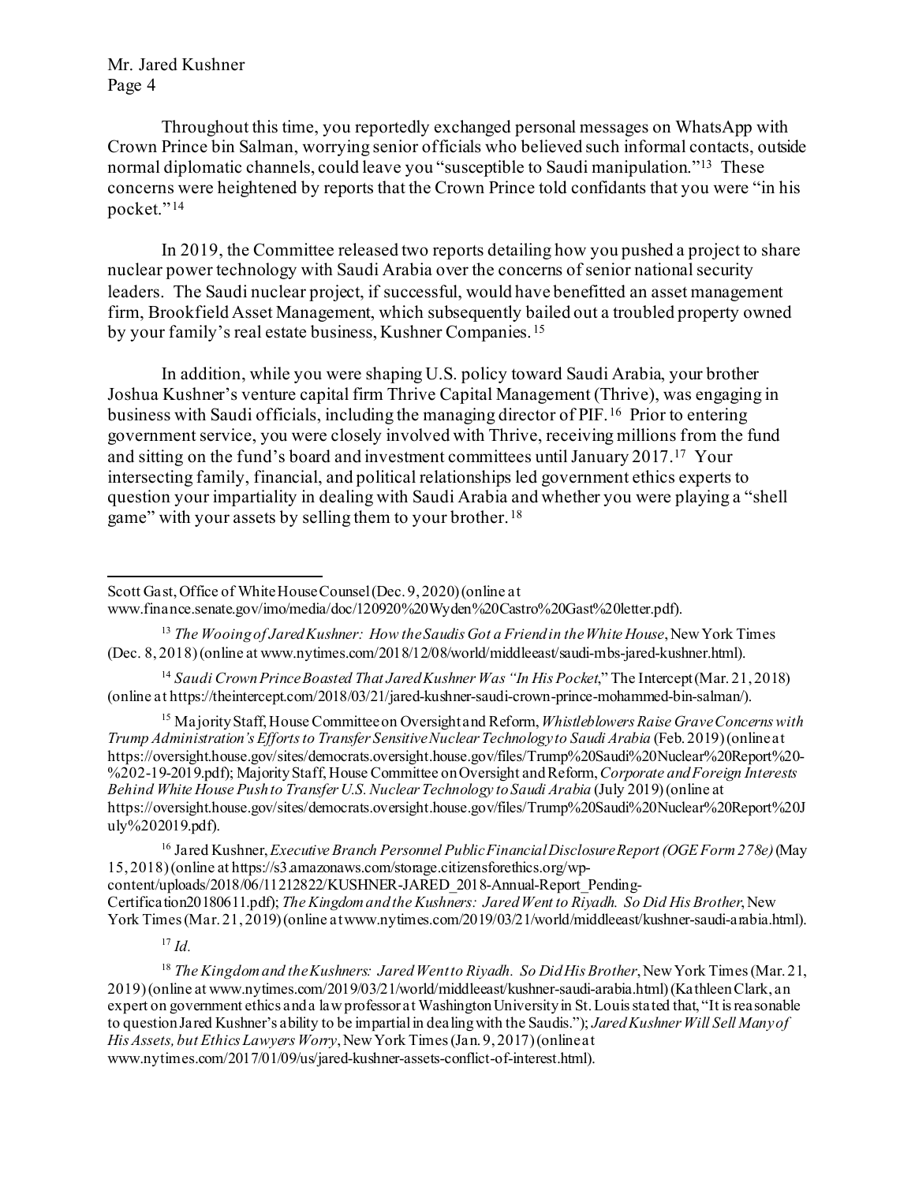Throughout this time, you reportedly exchanged personal messages on WhatsApp with Crown Prince bin Salman, worrying senior officials who believed such informal contacts, outside normal diplomatic channels, could leave you "susceptible to Saudi manipulation."[13] These concerns were heightened by reports that the Crown Prince told confidants that you were "in his pocket."[14]

In 2019, the Committee released two reports detailing how you pushed a project to share nuclear power technology with Saudi Arabia over the concerns of senior national security leaders. The Saudi nuclear project, if successful, would have benefitted an asset management firm, Brookfield Asset Management, which subsequently bailed out a troubled property owned by your family's real estate business, Kushner Companies.[15]

In addition, while you were shaping U.S. policy toward Saudi Arabia, your brother Joshua Kushner's venture capital firm Thrive Capital Management (Thrive), was engaging in business with Saudi officials, including the managing director of PIF.[16] Prior to entering government service, you were closely involved with Thrive, receiving millions from the fund and sitting on the fund's board and investment committees until January 2017.[17] Your intersecting family, financial, and political relationships led government ethics experts to question your impartiality in dealing with Saudi Arabia and whether you were playing a "shell game" with your assets by selling them to your brother.[18]

---

Scott Gast, Office of White House Counsel (Dec. 9, 2020) (online at www.finance.senate.gov/imo/media/doc/120920%20Wyden%20Castro%20Gast%20letter.pdf).

[13] *The Wooing of Jared Kushner: How the Saudis Got a Friend in the White House*, New York Times (Dec. 8, 2018) (online at www.nytimes.com/2018/12/08/world/middleeast/saudi-mbs-jared-kushner.html).

[14] *Saudi Crown Prince Boasted That Jared Kushner Was "In His Pocket*," The Intercept (Mar. 21, 2018) (online at https://theintercept.com/2018/03/21/jared-kushner-saudi-crown-prince-mohammed-bin-salman/).

[15] Majority Staff, House Committee on Oversight and Reform, *Whistleblowers Raise Grave Concerns with Trump Administration's Efforts to Transfer Sensitive Nuclear Technology to Saudi Arabia* (Feb. 2019) (online at https://oversight.house.gov/sites/democrats.oversight.house.gov/files/Trump%20Saudi%20Nuclear%20Report%20-%202-19-2019.pdf); Majority Staff, House Committee on Oversight and Reform, *Corporate and Foreign Interests Behind White House Push to Transfer U.S. Nuclear Technology to Saudi Arabia* (July 2019) (online at https://oversight.house.gov/sites/democrats.oversight.house.gov/files/Trump%20Saudi%20Nuclear%20Report%20July%202019.pdf).

[16] Jared Kushner, *Executive Branch Personnel Public Financial Disclosure Report (OGE Form 278e)* (May 15, 2018) (online at https://s3.amazonaws.com/storage.citizensforethics.org/wp-content/uploads/2018/06/11212822/KUSHNER-JARED_2018-Annual-Report_Pending-Certification20180611.pdf); *The Kingdom and the Kushners: Jared Went to Riyadh. So Did His Brother*, New York Times (Mar. 21, 2019) (online at www.nytimes.com/2019/03/21/world/middleeast/kushner-saudi-arabia.html).

[17] *Id.*

[18] *The Kingdom and the Kushners: Jared Went to Riyadh. So Did His Brother*, New York Times (Mar. 21, 2019) (online at www.nytimes.com/2019/03/21/world/middleeast/kushner-saudi-arabia.html) (Kathleen Clark, an expert on government ethics and a law professor at Washington University in St. Louis stated that, "It is reasonable to question Jared Kushner's ability to be impartial in dealing with the Saudis."); *Jared Kushner Will Sell Many of His Assets, but Ethics Lawyers Worry*, New York Times (Jan. 9, 2017) (online at www.nytimes.com/2017/01/09/us/jared-kushner-assets-conflict-of-interest.html).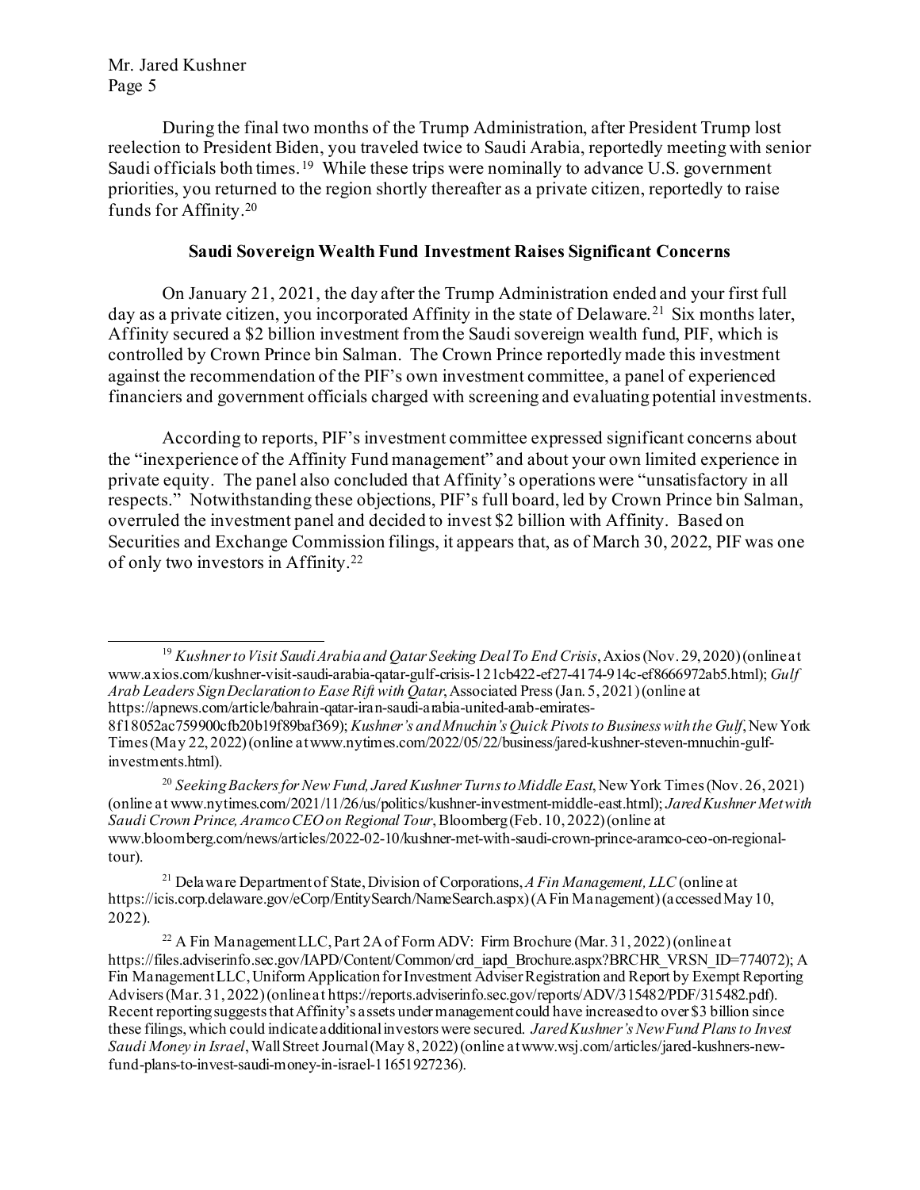During the final two months of the Trump Administration, after President Trump lost reelection to President Biden, you traveled twice to Saudi Arabia, reportedly meeting with senior Saudi officials both times.[19] While these trips were nominally to advance U.S. government priorities, you returned to the region shortly thereafter as a private citizen, reportedly to raise funds for Affinity.[20]

**Saudi Sovereign Wealth Fund Investment Raises Significant Concerns**

On January 21, 2021, the day after the Trump Administration ended and your first full day as a private citizen, you incorporated Affinity in the state of Delaware.[21] Six months later, Affinity secured a $2 billion investment from the Saudi sovereign wealth fund, PIF, which is controlled by Crown Prince bin Salman. The Crown Prince reportedly made this investment against the recommendation of the PIF's own investment committee, a panel of experienced financiers and government officials charged with screening and evaluating potential investments.

According to reports, PIF's investment committee expressed significant concerns about the "inexperience of the Affinity Fund management" and about your own limited experience in private equity. The panel also concluded that Affinity's operations were "unsatisfactory in all respects." Notwithstanding these objections, PIF's full board, led by Crown Prince bin Salman, overruled the investment panel and decided to invest $2 billion with Affinity. Based on Securities and Exchange Commission filings, it appears that, as of March 30, 2022, PIF was one of only two investors in Affinity.[22]

---

[19] *Kushner to Visit Saudi Arabia and Qatar Seeking Deal To End Crisis*, Axios (Nov. 29, 2020) (online at www.axios.com/kushner-visit-saudi-arabia-qatar-gulf-crisis-121cb422-ef27-4174-914c-ef8666972ab5.html); *Gulf Arab Leaders Sign Declaration to Ease Rift with Qatar*, Associated Press (Jan. 5, 2021) (online at https://apnews.com/article/bahrain-qatar-iran-saudi-arabia-united-arab-emirates-8f18052ac759900cfb20b19f89baf369); *Kushner's and Mnuchin's Quick Pivots to Business with the Gulf*, New York Times (May 22, 2022) (online at www.nytimes.com/2022/05/22/business/jared-kushner-steven-mnuchin-gulf-investments.html).

[20] *Seeking Backers for New Fund, Jared Kushner Turns to Middle East*, New York Times (Nov. 26, 2021) (online at www.nytimes.com/2021/11/26/us/politics/kushner-investment-middle-east.html); *Jared Kushner Met with Saudi Crown Prince, Aramco CEO on Regional Tour*, Bloomberg (Feb. 10, 2022) (online at www.bloomberg.com/news/articles/2022-02-10/kushner-met-with-saudi-crown-prince-aramco-ceo-on-regional-tour).

[21] Delaware Department of State, Division of Corporations, *A Fin Management, LLC* (online at https://icis.corp.delaware.gov/eCorp/EntitySearch/NameSearch.aspx) (A Fin Management) (accessed May 10, 2022).

[22] A Fin Management LLC, Part 2A of Form ADV: Firm Brochure (Mar. 31, 2022) (online at https://files.adviserinfo.sec.gov/IAPD/Content/Common/crd_iapd_Brochure.aspx?BRCHR_VRSN_ID=774072); A Fin Management LLC, Uniform Application for Investment Adviser Registration and Report by Exempt Reporting Advisers (Mar. 31, 2022) (online at https://reports.adviserinfo.sec.gov/reports/ADV/315482/PDF/315482.pdf). Recent reporting suggests that Affinity's assets under management could have increased to over $3 billion since these filings, which could indicate additional investors were secured. *Jared Kushner's New Fund Plans to Invest Saudi Money in Israel*, Wall Street Journal (May 8, 2022) (online at www.wsj.com/articles/jared-kushners-new-fund-plans-to-invest-saudi-money-in-israel-11651927236).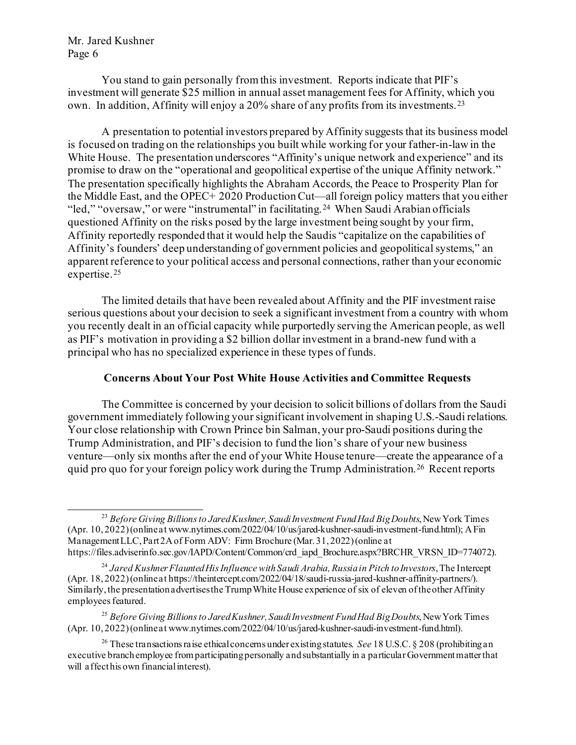You stand to gain personally from this investment. Reports indicate that PIF's investment will generate $25 million in annual asset management fees for Affinity, which you own. In addition, Affinity will enjoy a 20% share of any profits from its investments.[23]

A presentation to potential investors prepared by Affinity suggests that its business model is focused on trading on the relationships you built while working for your father-in-law in the White House. The presentation underscores "Affinity's unique network and experience" and its promise to draw on the "operational and geopolitical expertise of the unique Affinity network." The presentation specifically highlights the Abraham Accords, the Peace to Prosperity Plan for the Middle East, and the OPEC+ 2020 Production Cut—all foreign policy matters that you either "led," "oversaw," or were "instrumental" in facilitating.[24] When Saudi Arabian officials questioned Affinity on the risks posed by the large investment being sought by your firm, Affinity reportedly responded that it would help the Saudis "capitalize on the capabilities of Affinity's founders' deep understanding of government policies and geopolitical systems," an apparent reference to your political access and personal connections, rather than your economic expertise.[25]

The limited details that have been revealed about Affinity and the PIF investment raise serious questions about your decision to seek a significant investment from a country with whom you recently dealt in an official capacity while purportedly serving the American people, as well as PIF's motivation in providing a $2 billion dollar investment in a brand-new fund with a principal who has no specialized experience in these types of funds.

## Concerns About Your Post White House Activities and Committee Requests

The Committee is concerned by your decision to solicit billions of dollars from the Saudi government immediately following your significant involvement in shaping U.S.-Saudi relations. Your close relationship with Crown Prince bin Salman, your pro-Saudi positions during the Trump Administration, and PIF's decision to fund the lion's share of your new business venture—only six months after the end of your White House tenure—create the appearance of a quid pro quo for your foreign policy work during the Trump Administration.[26] Recent reports

---

[23] *Before Giving Billions to Jared Kushner, Saudi Investment Fund Had Big Doubts*, New York Times (Apr. 10, 2022) (online at www.nytimes.com/2022/04/10/us/jared-kushner-saudi-investment-fund.html); A Fin Management LLC, Part 2A of Form ADV: Firm Brochure (Mar. 31, 2022) (online at https://files.adviserinfo.sec.gov/IAPD/Content/Common/crd_iapd_Brochure.aspx?BRCHR_VRSN_ID=774072).

[24] *Jared Kushner Flaunted His Influence with Saudi Arabia, Russia in Pitch to Investors*, The Intercept (Apr. 18, 2022) (online at https://theintercept.com/2022/04/18/saudi-russia-jared-kushner-affinity-partners/). Similarly, the presentation advertises the Trump White House experience of six of eleven of the other Affinity employees featured.

[25] *Before Giving Billions to Jared Kushner, Saudi Investment Fund Had Big Doubts*, New York Times (Apr. 10, 2022) (online at www.nytimes.com/2022/04/10/us/jared-kushner-saudi-investment-fund.html).

[26] These transactions raise ethical concerns under existing statutes. *See* 18 U.S.C. § 208 (prohibiting an executive branch employee from participating personally and substantially in a particular Government matter that will affect his own financial interest).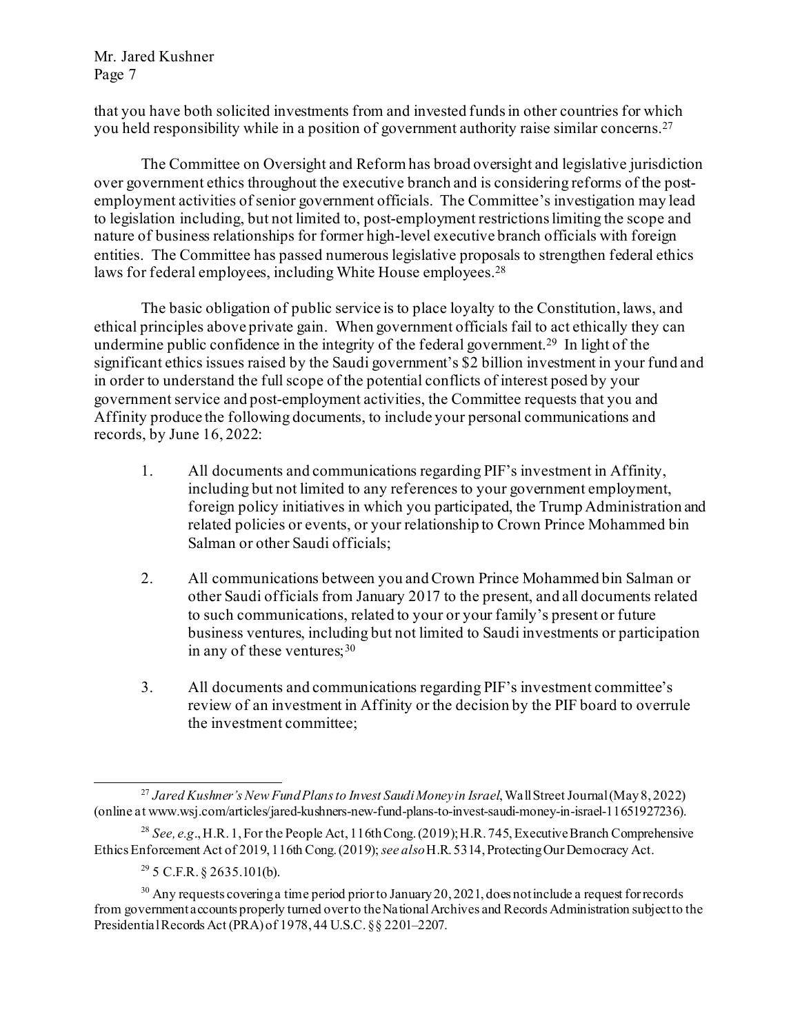that you have both solicited investments from and invested funds in other countries for which you held responsibility while in a position of government authority raise similar concerns.[27]

The Committee on Oversight and Reform has broad oversight and legislative jurisdiction over government ethics throughout the executive branch and is considering reforms of the post-employment activities of senior government officials. The Committee's investigation may lead to legislation including, but not limited to, post-employment restrictions limiting the scope and nature of business relationships for former high-level executive branch officials with foreign entities. The Committee has passed numerous legislative proposals to strengthen federal ethics laws for federal employees, including White House employees.[28]

The basic obligation of public service is to place loyalty to the Constitution, laws, and ethical principles above private gain. When government officials fail to act ethically they can undermine public confidence in the integrity of the federal government.[29] In light of the significant ethics issues raised by the Saudi government's $2 billion investment in your fund and in order to understand the full scope of the potential conflicts of interest posed by your government service and post-employment activities, the Committee requests that you and Affinity produce the following documents, to include your personal communications and records, by June 16, 2022:

1. All documents and communications regarding PIF's investment in Affinity, including but not limited to any references to your government employment, foreign policy initiatives in which you participated, the Trump Administration and related policies or events, or your relationship to Crown Prince Mohammed bin Salman or other Saudi officials;

2. All communications between you and Crown Prince Mohammed bin Salman or other Saudi officials from January 2017 to the present, and all documents related to such communications, related to your or your family's present or future business ventures, including but not limited to Saudi investments or participation in any of these ventures;[30]

3. All documents and communications regarding PIF's investment committee's review of an investment in Affinity or the decision by the PIF board to overrule the investment committee;

---

[27] *Jared Kushner's New Fund Plans to Invest Saudi Money in Israel*, Wall Street Journal (May 8, 2022) (online at www.wsj.com/articles/jared-kushners-new-fund-plans-to-invest-saudi-money-in-israel-11651927236).

[28] *See, e.g.*, H.R. 1, For the People Act, 116th Cong. (2019); H.R. 745, Executive Branch Comprehensive Ethics Enforcement Act of 2019, 116th Cong. (2019); *see also* H.R. 5314, Protecting Our Democracy Act.

[29] 5 C.F.R. § 2635.101(b).

[30] Any requests covering a time period prior to January 20, 2021, does not include a request for records from government accounts properly turned over to the National Archives and Records Administration subject to the Presidential Records Act (PRA) of 1978, 44 U.S.C. §§ 2201–2207.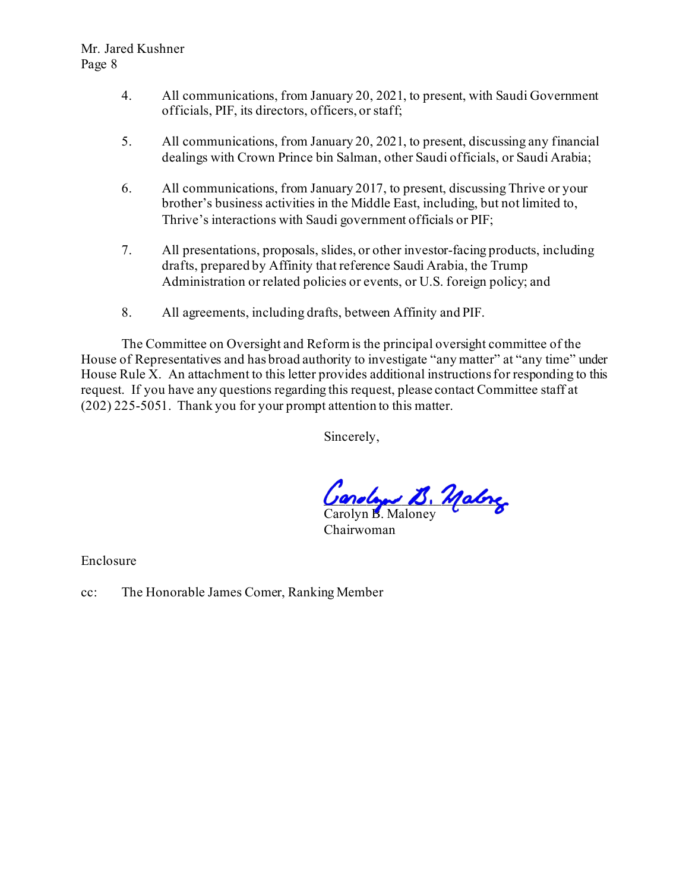4. All communications, from January 20, 2021, to present, with Saudi Government officials, PIF, its directors, officers, or staff;

5. All communications, from January 20, 2021, to present, discussing any financial dealings with Crown Prince bin Salman, other Saudi officials, or Saudi Arabia;

6. All communications, from January 2017, to present, discussing Thrive or your brother's business activities in the Middle East, including, but not limited to, Thrive's interactions with Saudi government officials or PIF;

7. All presentations, proposals, slides, or other investor-facing products, including drafts, prepared by Affinity that reference Saudi Arabia, the Trump Administration or related policies or events, or U.S. foreign policy; and

8. All agreements, including drafts, between Affinity and PIF.

The Committee on Oversight and Reform is the principal oversight committee of the House of Representatives and has broad authority to investigate "any matter" at "any time" under House Rule X. An attachment to this letter provides additional instructions for responding to this request. If you have any questions regarding this request, please contact Committee staff at (202) 225-5051. Thank you for your prompt attention to this matter.

Sincerely,

Carolyn B. Maloney

Carolyn B. Maloney
Chairwoman

Enclosure

cc: The Honorable James Comer, Ranking Member